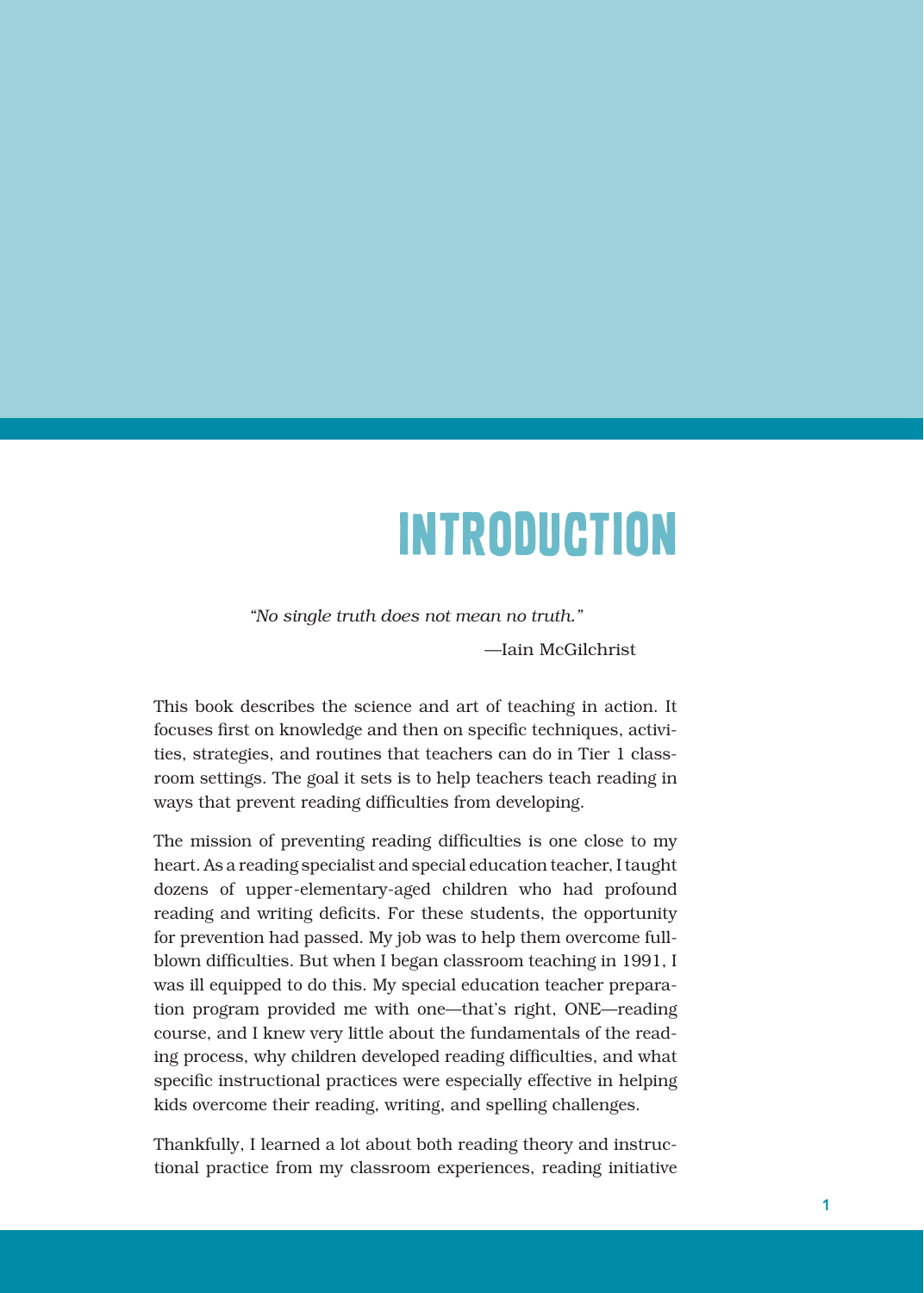# INTRODUCTION

*"No single truth does not mean no truth."*

—Iain McGilchrist

This book describes the science and art of teaching in action. It focuses first on knowledge and then on specific techniques, activities, strategies, and routines that teachers can do in Tier 1 classroom settings. The goal it sets is to help teachers teach reading in ways that prevent reading difficulties from developing.

The mission of preventing reading difficulties is one close to my heart. As a reading specialist and special education teacher, I taught dozens of upper-elementary-aged children who had profound reading and writing deficits. For these students, the opportunity for prevention had passed. My job was to help them overcome full-blown difficulties. But when I began classroom teaching in 1991, I was ill equipped to do this. My special education teacher preparation program provided me with one—that's right, ONE—reading course, and I knew very little about the fundamentals of the reading process, why children developed reading difficulties, and what specific instructional practices were especially effective in helping kids overcome their reading, writing, and spelling challenges.

Thankfully, I learned a lot about both reading theory and instructional practice from my classroom experiences, reading initiative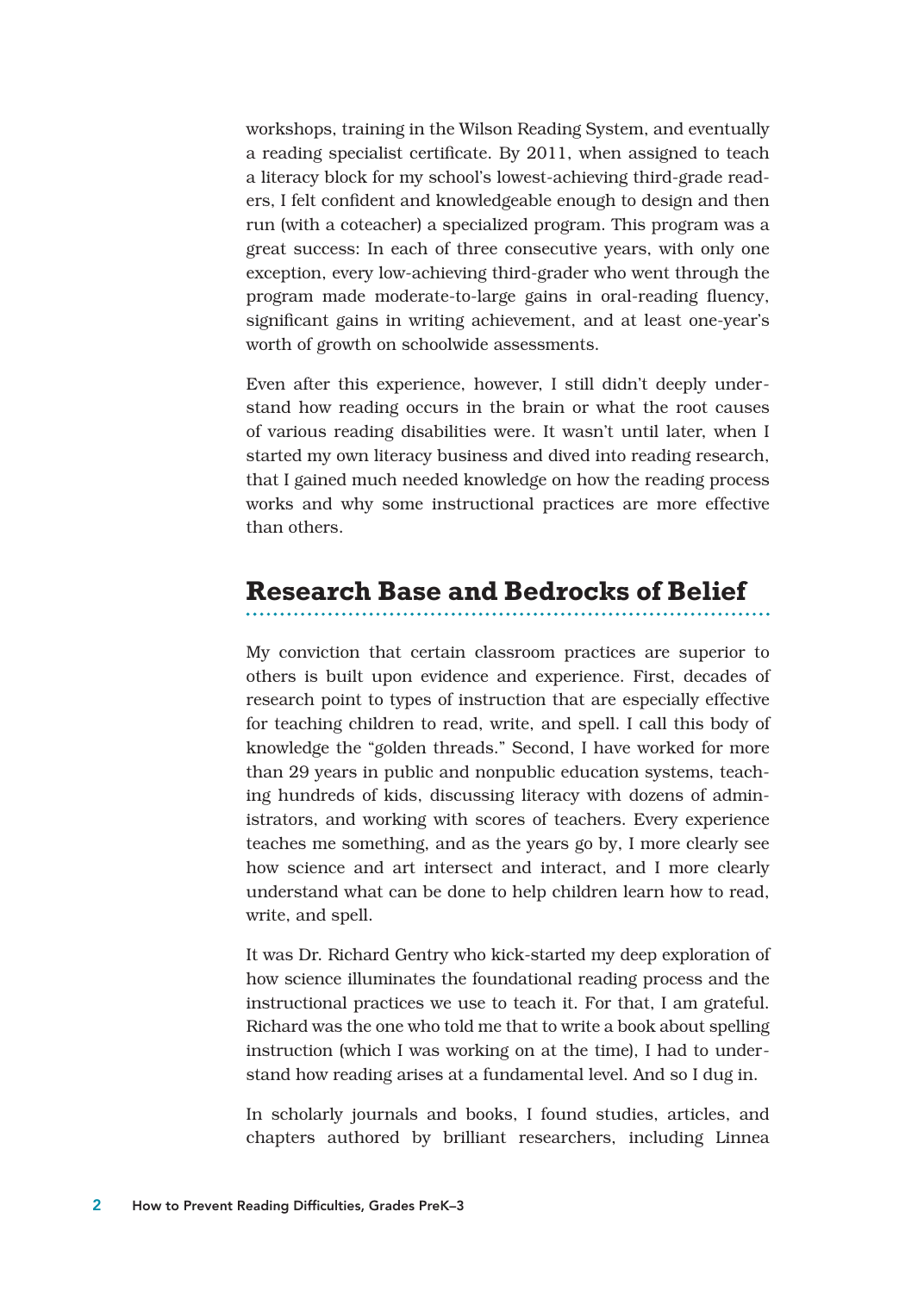workshops, training in the Wilson Reading System, and eventually a reading specialist certificate. By 2011, when assigned to teach a literacy block for my school's lowest-achieving third-grade readers, I felt confident and knowledgeable enough to design and then run (with a coteacher) a specialized program. This program was a great success: In each of three consecutive years, with only one exception, every low-achieving third-grader who went through the program made moderate-to-large gains in oral-reading fluency, significant gains in writing achievement, and at least one-year's worth of growth on schoolwide assessments.

Even after this experience, however, I still didn't deeply understand how reading occurs in the brain or what the root causes of various reading disabilities were. It wasn't until later, when I started my own literacy business and dived into reading research, that I gained much needed knowledge on how the reading process works and why some instructional practices are more effective than others.

## Research Base and Bedrocks of Belief

My conviction that certain classroom practices are superior to others is built upon evidence and experience. First, decades of research point to types of instruction that are especially effective for teaching children to read, write, and spell. I call this body of knowledge the "golden threads." Second, I have worked for more than 29 years in public and nonpublic education systems, teaching hundreds of kids, discussing literacy with dozens of administrators, and working with scores of teachers. Every experience teaches me something, and as the years go by, I more clearly see how science and art intersect and interact, and I more clearly understand what can be done to help children learn how to read, write, and spell.

It was Dr. Richard Gentry who kick-started my deep exploration of how science illuminates the foundational reading process and the instructional practices we use to teach it. For that, I am grateful. Richard was the one who told me that to write a book about spelling instruction (which I was working on at the time), I had to understand how reading arises at a fundamental level. And so I dug in.

In scholarly journals and books, I found studies, articles, and chapters authored by brilliant researchers, including Linnea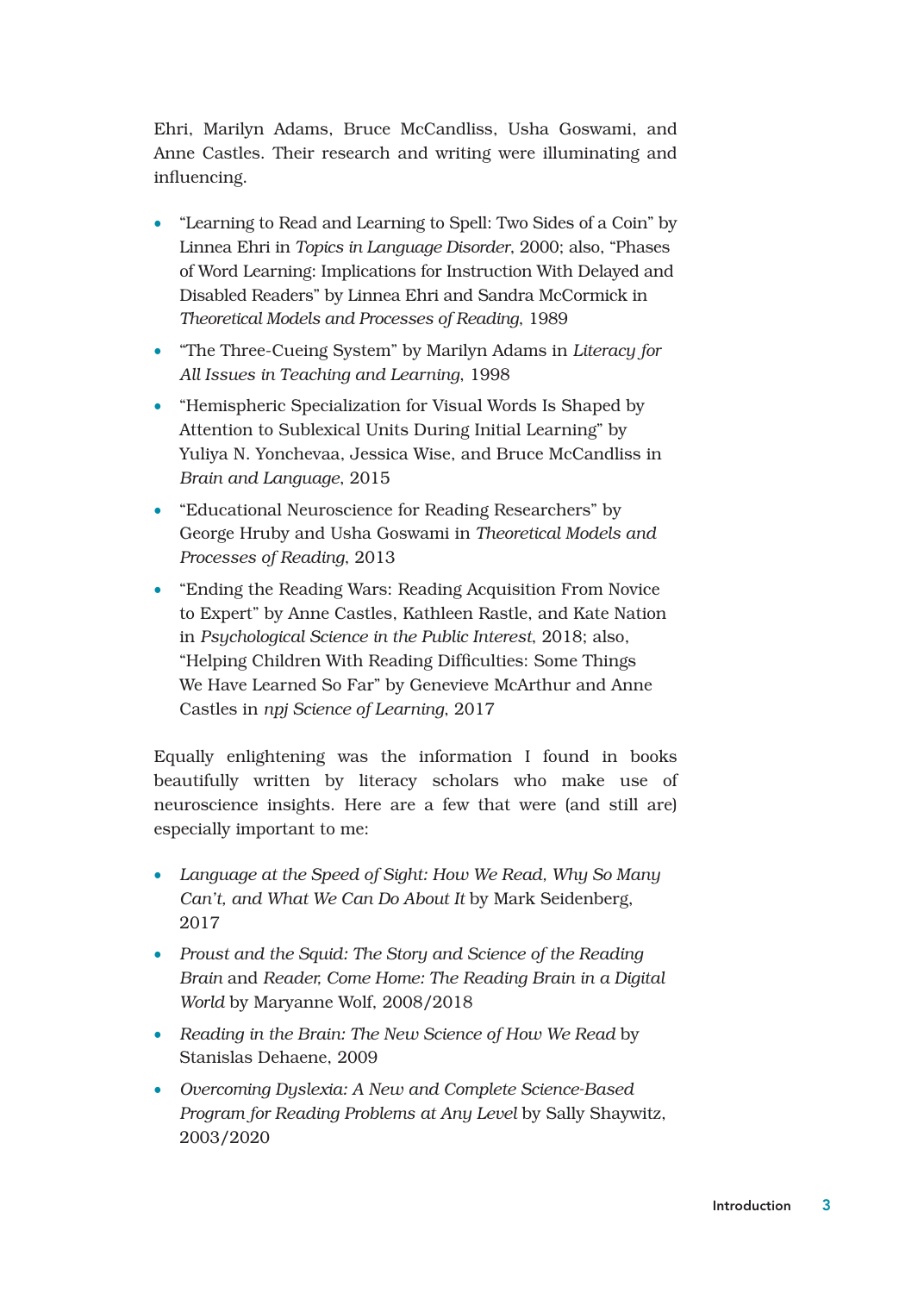Ehri, Marilyn Adams, Bruce McCandliss, Usha Goswami, and Anne Castles. Their research and writing were illuminating and influencing.

- "Learning to Read and Learning to Spell: Two Sides of a Coin" by Linnea Ehri in *Topics in Language Disorder*, 2000; also, "Phases of Word Learning: Implications for Instruction With Delayed and Disabled Readers" by Linnea Ehri and Sandra McCormick in *Theoretical Models and Processes of Reading*, 1989
- "The Three-Cueing System" by Marilyn Adams in *Literacy for All Issues in Teaching and Learning*, 1998
- "Hemispheric Specialization for Visual Words Is Shaped by Attention to Sublexical Units During Initial Learning" by Yuliya N. Yonchevaa, Jessica Wise, and Bruce McCandliss in *Brain and Language*, 2015
- "Educational Neuroscience for Reading Researchers" by George Hruby and Usha Goswami in *Theoretical Models and Processes of Reading*, 2013
- "Ending the Reading Wars: Reading Acquisition From Novice to Expert" by Anne Castles, Kathleen Rastle, and Kate Nation in *Psychological Science in the Public Interest*, 2018; also, "Helping Children With Reading Difficulties: Some Things We Have Learned So Far" by Genevieve McArthur and Anne Castles in *npj Science of Learning*, 2017

Equally enlightening was the information I found in books beautifully written by literacy scholars who make use of neuroscience insights. Here are a few that were (and still are) especially important to me:

- *Language at the Speed of Sight: How We Read, Why So Many Can't, and What We Can Do About It* by Mark Seidenberg, 2017
- *Proust and the Squid: The Story and Science of the Reading Brain* and *Reader, Come Home: The Reading Brain in a Digital World* by Maryanne Wolf, 2008/2018
- *Reading in the Brain: The New Science of How We Read* by Stanislas Dehaene, 2009
- *Overcoming Dyslexia: A New and Complete Science-Based Program for Reading Problems at Any Level* by Sally Shaywitz, 2003/2020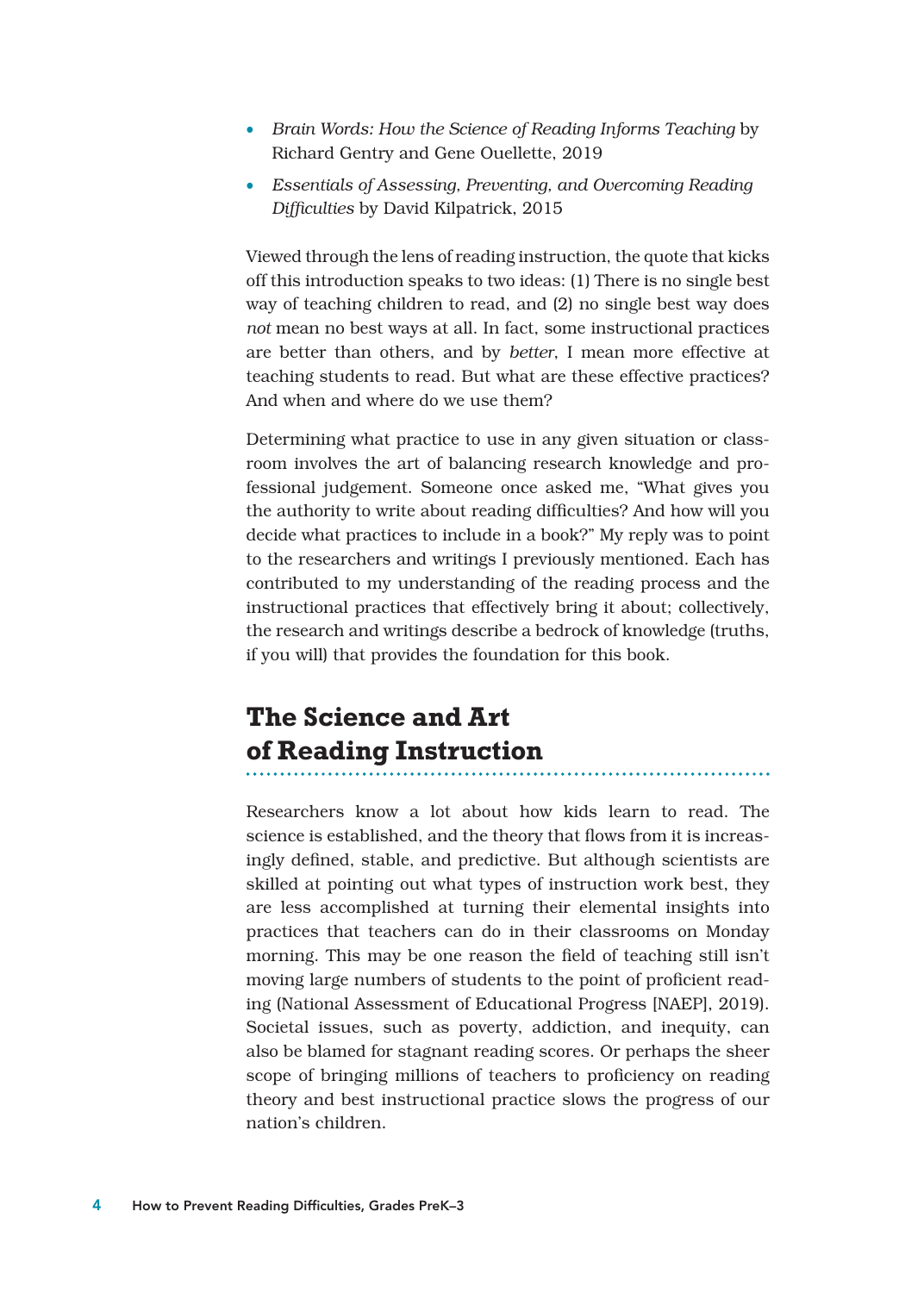- *Brain Words: How the Science of Reading Informs Teaching* by Richard Gentry and Gene Ouellette, 2019
- *Essentials of Assessing, Preventing, and Overcoming Reading Difficulties* by David Kilpatrick, 2015

Viewed through the lens of reading instruction, the quote that kicks off this introduction speaks to two ideas: (1) There is no single best way of teaching children to read, and (2) no single best way does *not* mean no best ways at all. In fact, some instructional practices are better than others, and by *better*, I mean more effective at teaching students to read. But what are these effective practices? And when and where do we use them?

Determining what practice to use in any given situation or classroom involves the art of balancing research knowledge and professional judgement. Someone once asked me, "What gives you the authority to write about reading difficulties? And how will you decide what practices to include in a book?" My reply was to point to the researchers and writings I previously mentioned. Each has contributed to my understanding of the reading process and the instructional practices that effectively bring it about; collectively, the research and writings describe a bedrock of knowledge (truths, if you will) that provides the foundation for this book.

## The Science and Art of Reading Instruction

Researchers know a lot about how kids learn to read. The science is established, and the theory that flows from it is increasingly defined, stable, and predictive. But although scientists are skilled at pointing out what types of instruction work best, they are less accomplished at turning their elemental insights into practices that teachers can do in their classrooms on Monday morning. This may be one reason the field of teaching still isn't moving large numbers of students to the point of proficient reading (National Assessment of Educational Progress [NAEP], 2019). Societal issues, such as poverty, addiction, and inequity, can also be blamed for stagnant reading scores. Or perhaps the sheer scope of bringing millions of teachers to proficiency on reading theory and best instructional practice slows the progress of our nation's children.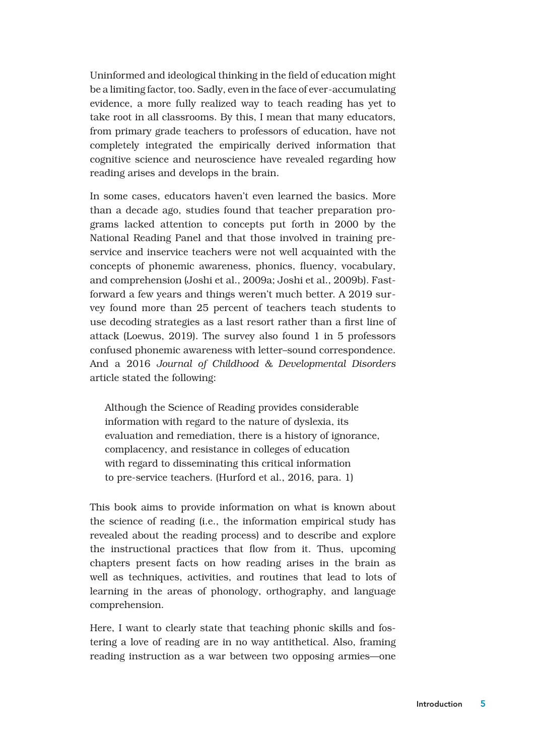Uninformed and ideological thinking in the field of education might be a limiting factor, too. Sadly, even in the face of ever-accumulating evidence, a more fully realized way to teach reading has yet to take root in all classrooms. By this, I mean that many educators, from primary grade teachers to professors of education, have not completely integrated the empirically derived information that cognitive science and neuroscience have revealed regarding how reading arises and develops in the brain.

In some cases, educators haven't even learned the basics. More than a decade ago, studies found that teacher preparation programs lacked attention to concepts put forth in 2000 by the National Reading Panel and that those involved in training pre-service and inservice teachers were not well acquainted with the concepts of phonemic awareness, phonics, fluency, vocabulary, and comprehension (Joshi et al., 2009a; Joshi et al., 2009b). Fast-forward a few years and things weren't much better. A 2019 survey found more than 25 percent of teachers teach students to use decoding strategies as a last resort rather than a first line of attack (Loewus, 2019). The survey also found 1 in 5 professors confused phonemic awareness with letter–sound correspondence. And a 2016 *Journal of Childhood & Developmental Disorders* article stated the following:

> Although the Science of Reading provides considerable information with regard to the nature of dyslexia, its evaluation and remediation, there is a history of ignorance, complacency, and resistance in colleges of education with regard to disseminating this critical information to pre-service teachers. (Hurford et al., 2016, para. 1)

This book aims to provide information on what is known about the science of reading (i.e., the information empirical study has revealed about the reading process) and to describe and explore the instructional practices that flow from it. Thus, upcoming chapters present facts on how reading arises in the brain as well as techniques, activities, and routines that lead to lots of learning in the areas of phonology, orthography, and language comprehension.

Here, I want to clearly state that teaching phonic skills and fostering a love of reading are in no way antithetical. Also, framing reading instruction as a war between two opposing armies—one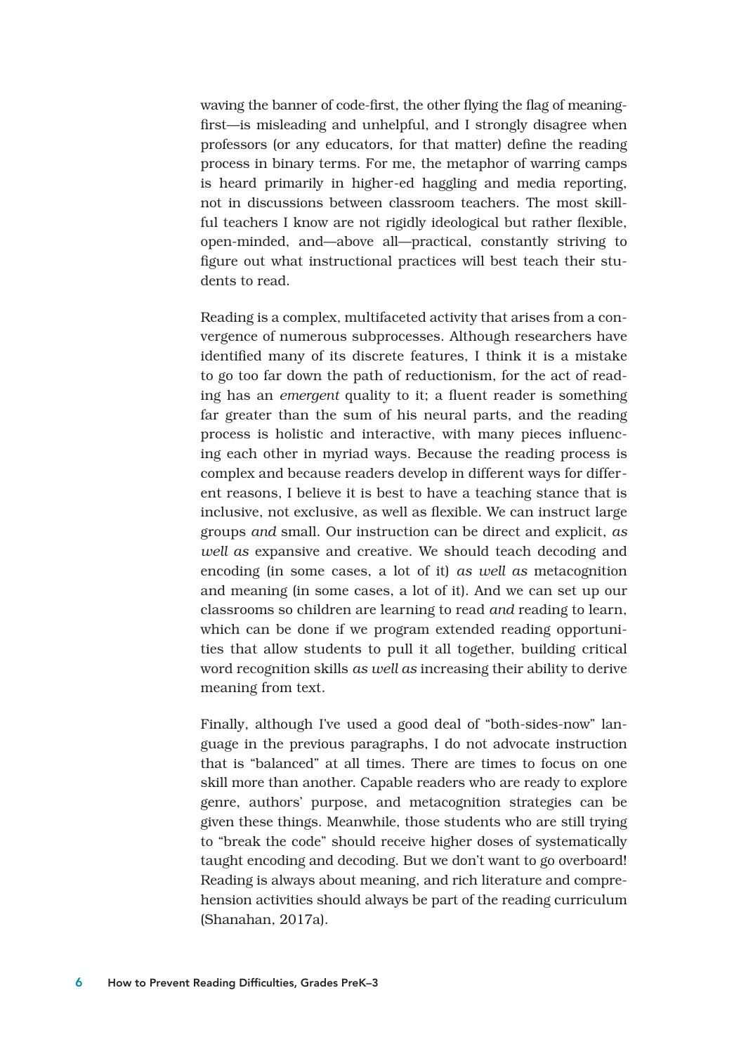waving the banner of code-first, the other flying the flag of meaning-first—is misleading and unhelpful, and I strongly disagree when professors (or any educators, for that matter) define the reading process in binary terms. For me, the metaphor of warring camps is heard primarily in higher-ed haggling and media reporting, not in discussions between classroom teachers. The most skillful teachers I know are not rigidly ideological but rather flexible, open-minded, and—above all—practical, constantly striving to figure out what instructional practices will best teach their students to read.

Reading is a complex, multifaceted activity that arises from a convergence of numerous subprocesses. Although researchers have identified many of its discrete features, I think it is a mistake to go too far down the path of reductionism, for the act of reading has an *emergent* quality to it; a fluent reader is something far greater than the sum of his neural parts, and the reading process is holistic and interactive, with many pieces influencing each other in myriad ways. Because the reading process is complex and because readers develop in different ways for different reasons, I believe it is best to have a teaching stance that is inclusive, not exclusive, as well as flexible. We can instruct large groups *and* small. Our instruction can be direct and explicit, *as well as* expansive and creative. We should teach decoding and encoding (in some cases, a lot of it) *as well as* metacognition and meaning (in some cases, a lot of it). And we can set up our classrooms so children are learning to read *and* reading to learn, which can be done if we program extended reading opportunities that allow students to pull it all together, building critical word recognition skills *as well as* increasing their ability to derive meaning from text.

Finally, although I've used a good deal of "both-sides-now" language in the previous paragraphs, I do not advocate instruction that is "balanced" at all times. There are times to focus on one skill more than another. Capable readers who are ready to explore genre, authors' purpose, and metacognition strategies can be given these things. Meanwhile, those students who are still trying to "break the code" should receive higher doses of systematically taught encoding and decoding. But we don't want to go overboard! Reading is always about meaning, and rich literature and comprehension activities should always be part of the reading curriculum (Shanahan, 2017a).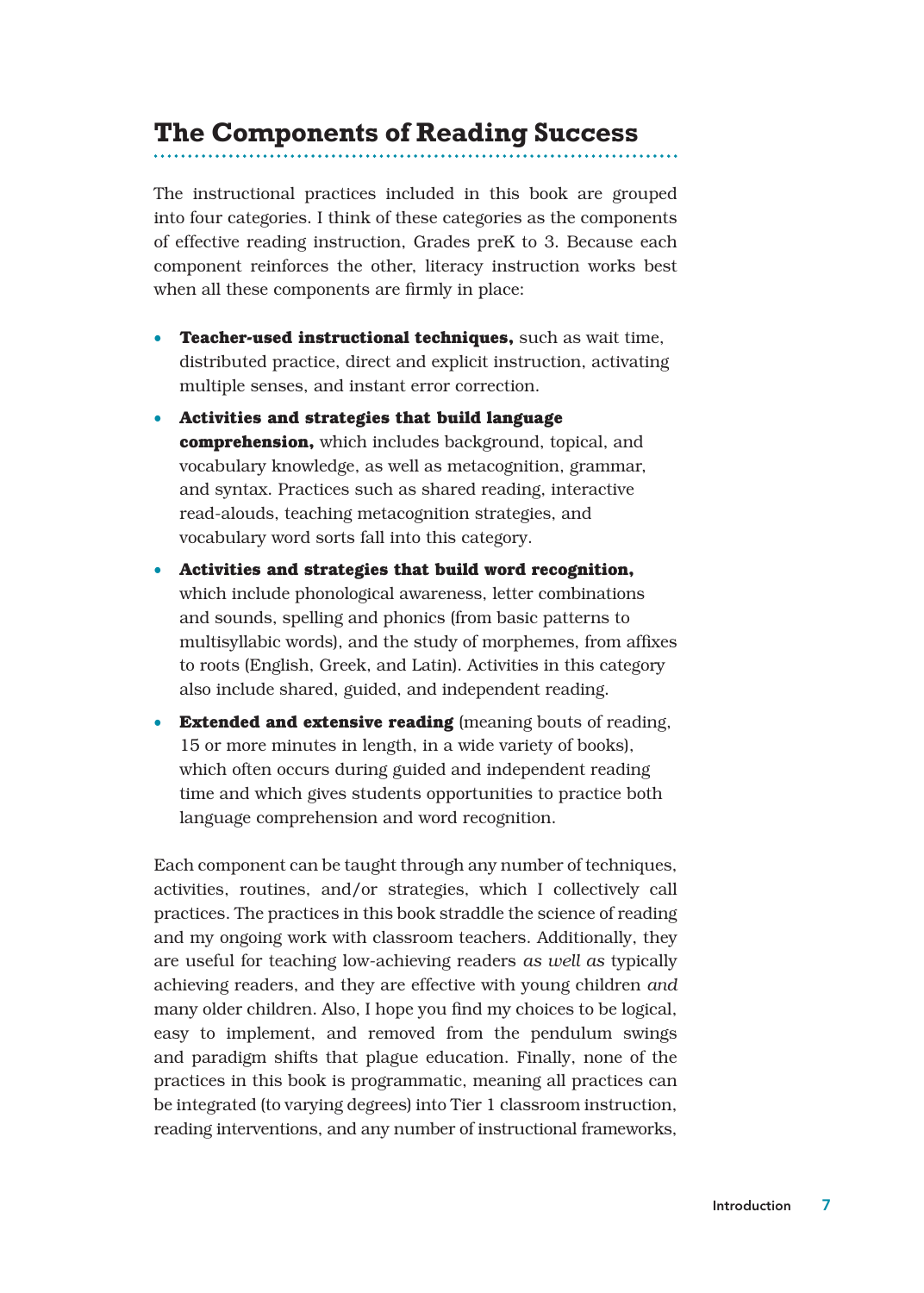## The Components of Reading Success

The instructional practices included in this book are grouped into four categories. I think of these categories as the components of effective reading instruction, Grades preK to 3. Because each component reinforces the other, literacy instruction works best when all these components are firmly in place:

- **Teacher-used instructional techniques,** such as wait time, distributed practice, direct and explicit instruction, activating multiple senses, and instant error correction.
- **Activities and strategies that build language comprehension,** which includes background, topical, and vocabulary knowledge, as well as metacognition, grammar, and syntax. Practices such as shared reading, interactive read-alouds, teaching metacognition strategies, and vocabulary word sorts fall into this category.
- **Activities and strategies that build word recognition,** which include phonological awareness, letter combinations and sounds, spelling and phonics (from basic patterns to multisyllabic words), and the study of morphemes, from affixes to roots (English, Greek, and Latin). Activities in this category also include shared, guided, and independent reading.
- **Extended and extensive reading** (meaning bouts of reading, 15 or more minutes in length, in a wide variety of books), which often occurs during guided and independent reading time and which gives students opportunities to practice both language comprehension and word recognition.

Each component can be taught through any number of techniques, activities, routines, and/or strategies, which I collectively call practices. The practices in this book straddle the science of reading and my ongoing work with classroom teachers. Additionally, they are useful for teaching low-achieving readers *as well as* typically achieving readers, and they are effective with young children *and* many older children. Also, I hope you find my choices to be logical, easy to implement, and removed from the pendulum swings and paradigm shifts that plague education. Finally, none of the practices in this book is programmatic, meaning all practices can be integrated (to varying degrees) into Tier 1 classroom instruction, reading interventions, and any number of instructional frameworks,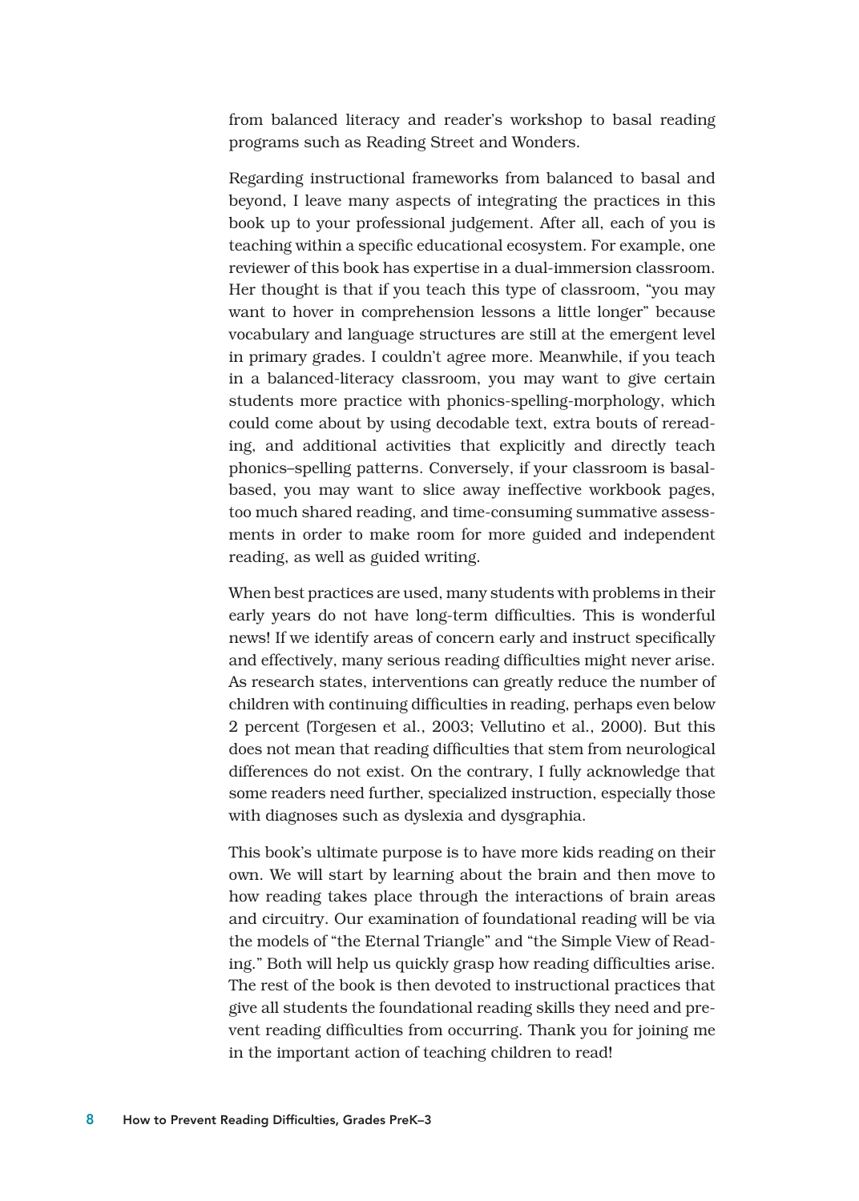from balanced literacy and reader's workshop to basal reading programs such as Reading Street and Wonders.

Regarding instructional frameworks from balanced to basal and beyond, I leave many aspects of integrating the practices in this book up to your professional judgement. After all, each of you is teaching within a specific educational ecosystem. For example, one reviewer of this book has expertise in a dual-immersion classroom. Her thought is that if you teach this type of classroom, "you may want to hover in comprehension lessons a little longer" because vocabulary and language structures are still at the emergent level in primary grades. I couldn't agree more. Meanwhile, if you teach in a balanced-literacy classroom, you may want to give certain students more practice with phonics-spelling-morphology, which could come about by using decodable text, extra bouts of rereading, and additional activities that explicitly and directly teach phonics–spelling patterns. Conversely, if your classroom is basal-based, you may want to slice away ineffective workbook pages, too much shared reading, and time-consuming summative assessments in order to make room for more guided and independent reading, as well as guided writing.

When best practices are used, many students with problems in their early years do not have long-term difficulties. This is wonderful news! If we identify areas of concern early and instruct specifically and effectively, many serious reading difficulties might never arise. As research states, interventions can greatly reduce the number of children with continuing difficulties in reading, perhaps even below 2 percent (Torgesen et al., 2003; Vellutino et al., 2000). But this does not mean that reading difficulties that stem from neurological differences do not exist. On the contrary, I fully acknowledge that some readers need further, specialized instruction, especially those with diagnoses such as dyslexia and dysgraphia.

This book's ultimate purpose is to have more kids reading on their own. We will start by learning about the brain and then move to how reading takes place through the interactions of brain areas and circuitry. Our examination of foundational reading will be via the models of "the Eternal Triangle" and "the Simple View of Reading." Both will help us quickly grasp how reading difficulties arise. The rest of the book is then devoted to instructional practices that give all students the foundational reading skills they need and prevent reading difficulties from occurring. Thank you for joining me in the important action of teaching children to read!